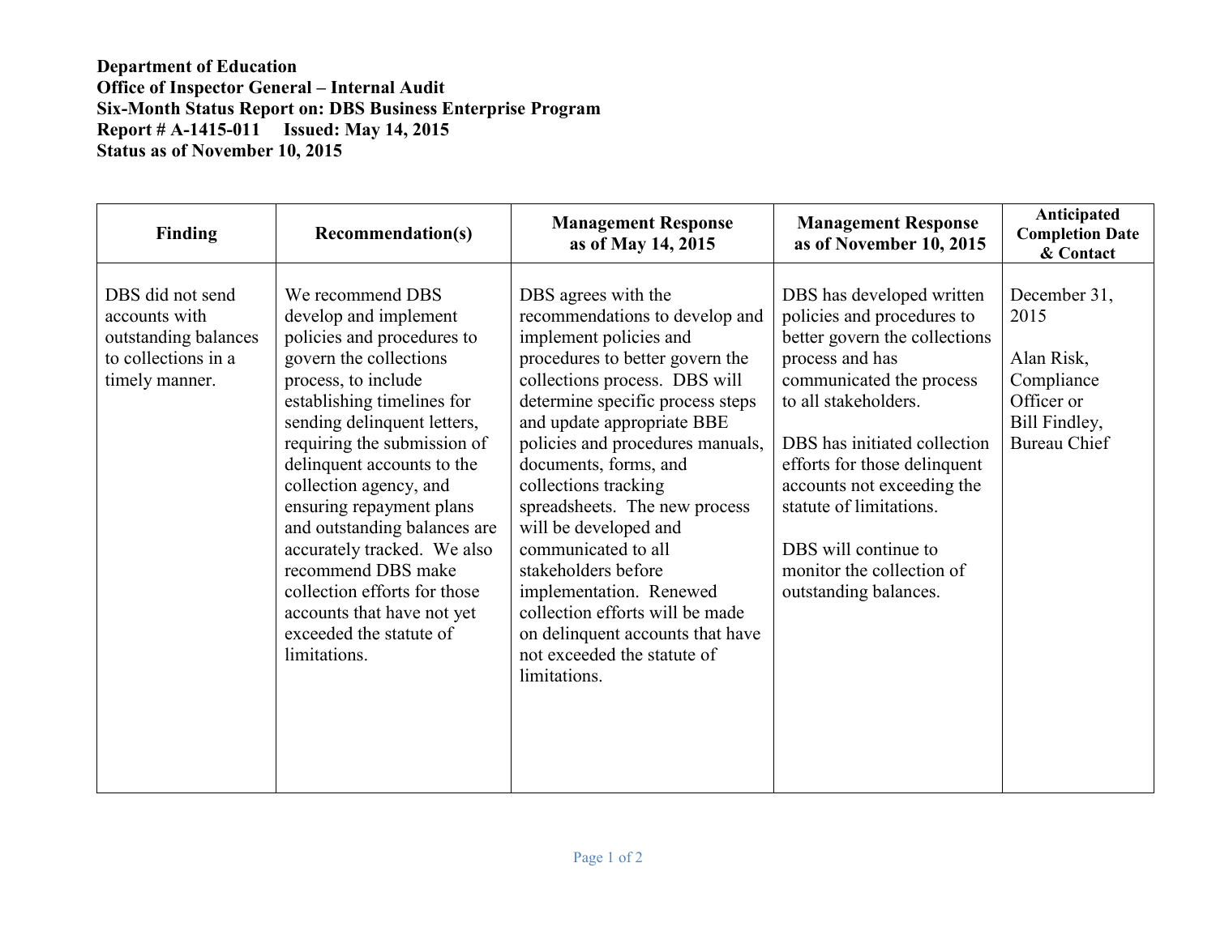**Department of Education**
**Office of Inspector General – Internal Audit**
**Six-Month Status Report on: DBS Business Enterprise Program**
**Report # A-1415-011 Issued: May 14, 2015**
**Status as of November 10, 2015**

| Finding | Recommendation(s) | Management Response as of May 14, 2015 | Management Response as of November 10, 2015 | Anticipated Completion Date & Contact |
|---|---|---|---|---|
| DBS did not send accounts with outstanding balances to collections in a timely manner. | We recommend DBS develop and implement policies and procedures to govern the collections process, to include establishing timelines for sending delinquent letters, requiring the submission of delinquent accounts to the collection agency, and ensuring repayment plans and outstanding balances are accurately tracked. We also recommend DBS make collection efforts for those accounts that have not yet exceeded the statute of limitations. | DBS agrees with the recommendations to develop and implement policies and procedures to better govern the collections process. DBS will determine specific process steps and update appropriate BBE policies and procedures manuals, documents, forms, and collections tracking spreadsheets. The new process will be developed and communicated to all stakeholders before implementation. Renewed collection efforts will be made on delinquent accounts that have not exceeded the statute of limitations. | DBS has developed written policies and procedures to better govern the collections process and has communicated the process to all stakeholders.<br><br>DBS has initiated collection efforts for those delinquent accounts not exceeding the statute of limitations.<br><br>DBS will continue to monitor the collection of outstanding balances. | December 31, 2015<br><br>Alan Risk, Compliance Officer or Bill Findley, Bureau Chief |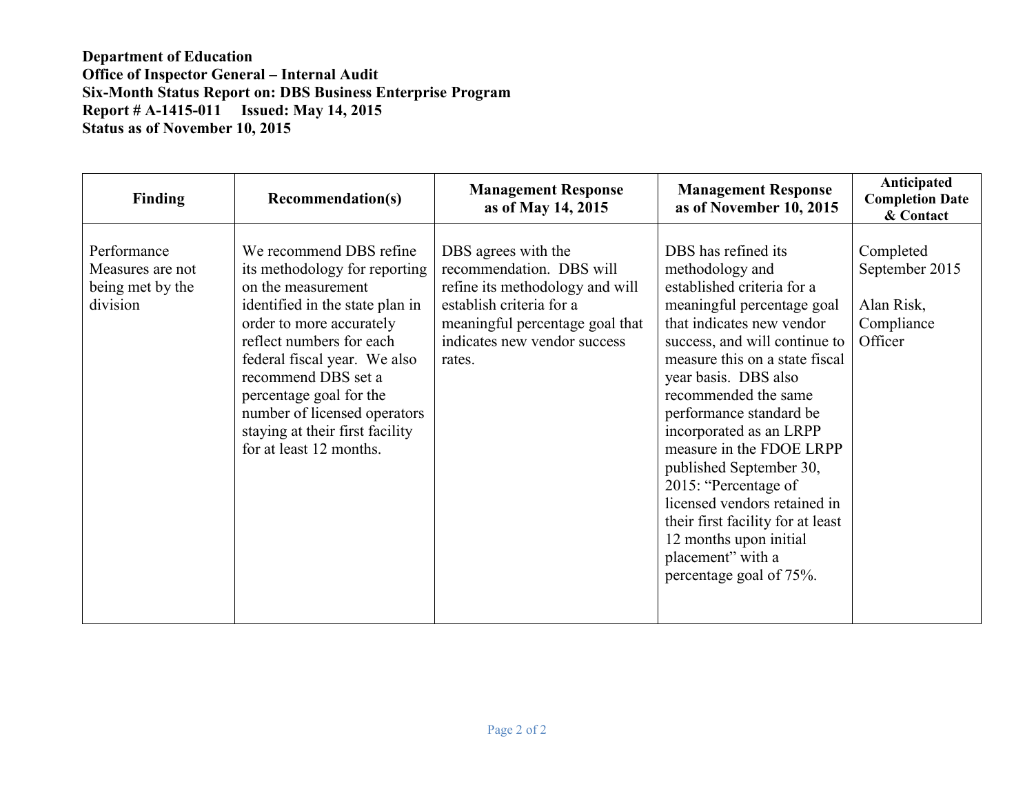**Department of Education**
**Office of Inspector General – Internal Audit**
**Six-Month Status Report on: DBS Business Enterprise Program**
**Report # A-1415-011 Issued: May 14, 2015**
**Status as of November 10, 2015**

| Finding | Recommendation(s) | Management Response as of May 14, 2015 | Management Response as of November 10, 2015 | Anticipated Completion Date & Contact |
|---|---|---|---|---|
| Performance Measures are not being met by the division | We recommend DBS refine its methodology for reporting on the measurement identified in the state plan in order to more accurately reflect numbers for each federal fiscal year. We also recommend DBS set a percentage goal for the number of licensed operators staying at their first facility for at least 12 months. | DBS agrees with the recommendation. DBS will refine its methodology and will establish criteria for a meaningful percentage goal that indicates new vendor success rates. | DBS has refined its methodology and established criteria for a meaningful percentage goal that indicates new vendor success, and will continue to measure this on a state fiscal year basis. DBS also recommended the same performance standard be incorporated as an LRPP measure in the FDOE LRPP published September 30, 2015: "Percentage of licensed vendors retained in their first facility for at least 12 months upon initial placement" with a percentage goal of 75%. | Completed September 2015<br><br>Alan Risk, Compliance Officer |